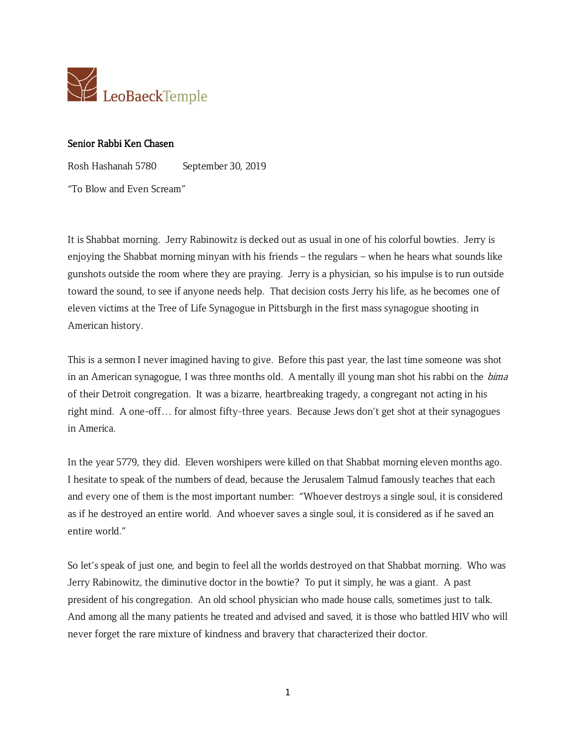LeoBaeckTemple

**Senior Rabbi Ken Chasen**

Rosh Hashanah 5780 September 30, 2019

"To Blow and Even Scream"

It is Shabbat morning. Jerry Rabinowitz is decked out as usual in one of his colorful bowties. Jerry is enjoying the Shabbat morning minyan with his friends – the regulars – when he hears what sounds like gunshots outside the room where they are praying. Jerry is a physician, so his impulse is to run outside toward the sound, to see if anyone needs help. That decision costs Jerry his life, as he becomes one of eleven victims at the Tree of Life Synagogue in Pittsburgh in the first mass synagogue shooting in American history.

This is a sermon I never imagined having to give. Before this past year, the last time someone was shot in an American synagogue, I was three months old. A mentally ill young man shot his rabbi on the *bima* of their Detroit congregation. It was a bizarre, heartbreaking tragedy, a congregant not acting in his right mind. A one-off… for almost fifty-three years. Because Jews don't get shot at their synagogues in America.

In the year 5779, they did. Eleven worshipers were killed on that Shabbat morning eleven months ago. I hesitate to speak of the numbers of dead, because the Jerusalem Talmud famously teaches that each and every one of them is the most important number: "Whoever destroys a single soul, it is considered as if he destroyed an entire world. And whoever saves a single soul, it is considered as if he saved an entire world."

So let's speak of just one, and begin to feel all the worlds destroyed on that Shabbat morning. Who was Jerry Rabinowitz, the diminutive doctor in the bowtie? To put it simply, he was a giant. A past president of his congregation. An old school physician who made house calls, sometimes just to talk. And among all the many patients he treated and advised and saved, it is those who battled HIV who will never forget the rare mixture of kindness and bravery that characterized their doctor.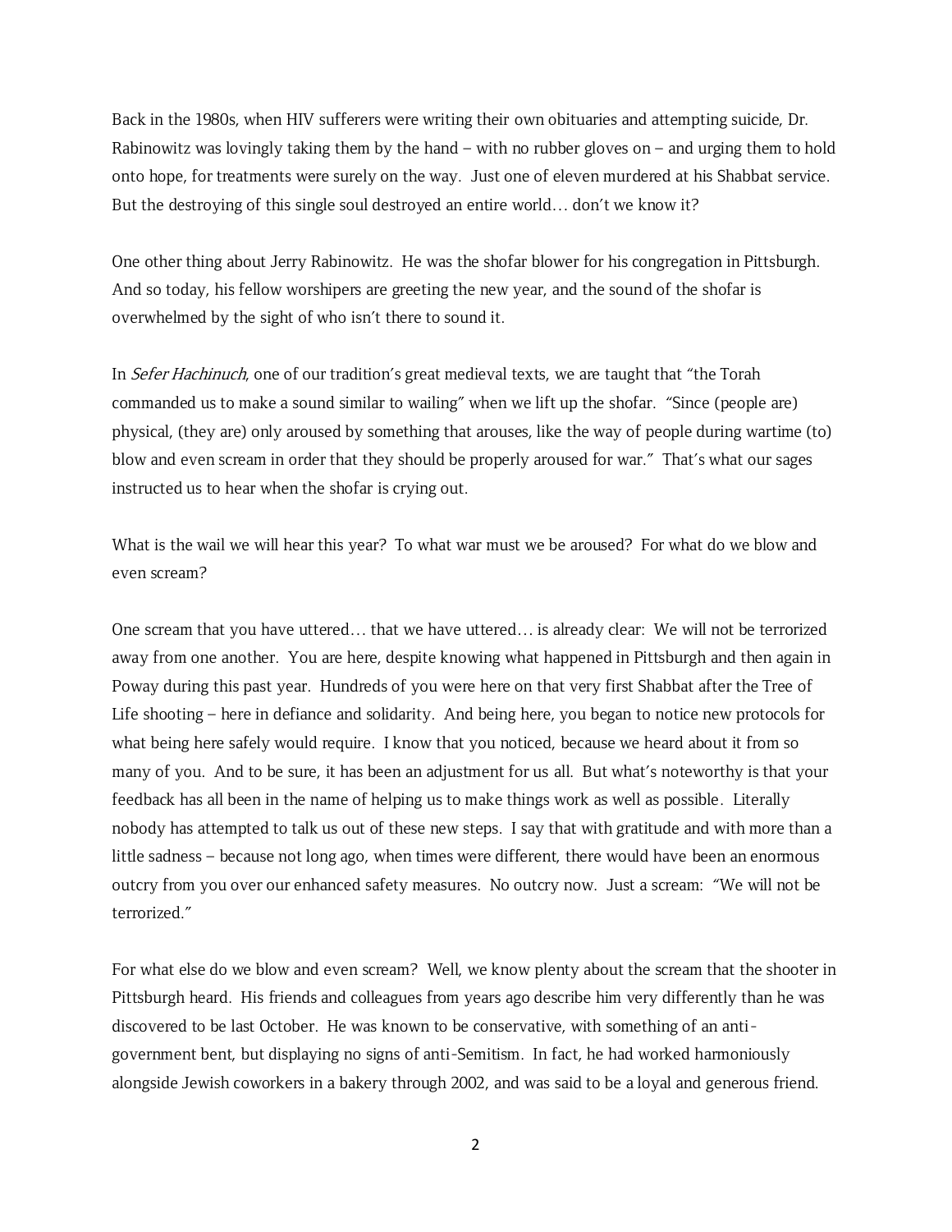Back in the 1980s, when HIV sufferers were writing their own obituaries and attempting suicide, Dr. Rabinowitz was lovingly taking them by the hand – with no rubber gloves on – and urging them to hold onto hope, for treatments were surely on the way. Just one of eleven murdered at his Shabbat service. But the destroying of this single soul destroyed an entire world… don't we know it?

One other thing about Jerry Rabinowitz. He was the shofar blower for his congregation in Pittsburgh. And so today, his fellow worshipers are greeting the new year, and the sound of the shofar is overwhelmed by the sight of who isn't there to sound it.

In *Sefer Hachinuch*, one of our tradition's great medieval texts, we are taught that "the Torah commanded us to make a sound similar to wailing" when we lift up the shofar. "Since (people are) physical, (they are) only aroused by something that arouses, like the way of people during wartime (to) blow and even scream in order that they should be properly aroused for war." That's what our sages instructed us to hear when the shofar is crying out.

What is the wail we will hear this year? To what war must we be aroused? For what do we blow and even scream?

One scream that you have uttered… that we have uttered… is already clear: We will not be terrorized away from one another. You are here, despite knowing what happened in Pittsburgh and then again in Poway during this past year. Hundreds of you were here on that very first Shabbat after the Tree of Life shooting – here in defiance and solidarity. And being here, you began to notice new protocols for what being here safely would require. I know that you noticed, because we heard about it from so many of you. And to be sure, it has been an adjustment for us all. But what's noteworthy is that your feedback has all been in the name of helping us to make things work as well as possible. Literally nobody has attempted to talk us out of these new steps. I say that with gratitude and with more than a little sadness – because not long ago, when times were different, there would have been an enormous outcry from you over our enhanced safety measures. No outcry now. Just a scream: "We will not be terrorized."

For what else do we blow and even scream? Well, we know plenty about the scream that the shooter in Pittsburgh heard. His friends and colleagues from years ago describe him very differently than he was discovered to be last October. He was known to be conservative, with something of an anti-government bent, but displaying no signs of anti-Semitism. In fact, he had worked harmoniously alongside Jewish coworkers in a bakery through 2002, and was said to be a loyal and generous friend.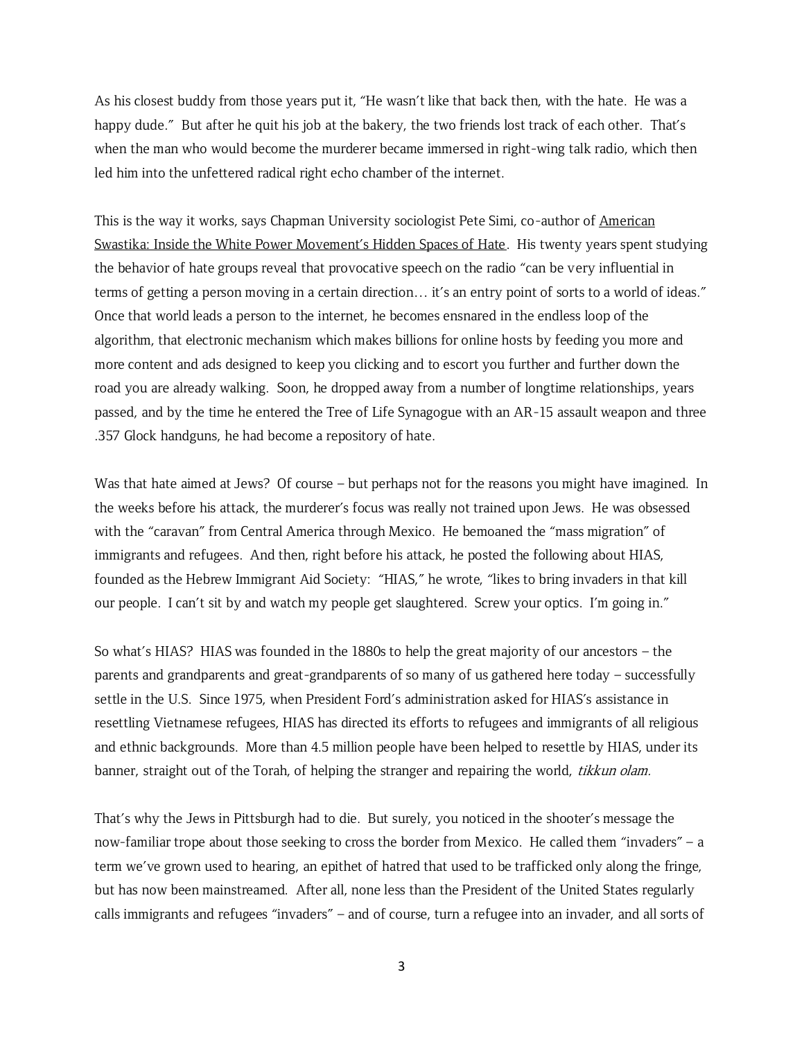As his closest buddy from those years put it, “He wasn’t like that back then, with the hate. He was a happy dude.” But after he quit his job at the bakery, the two friends lost track of each other. That’s when the man who would become the murderer became immersed in right-wing talk radio, which then led him into the unfettered radical right echo chamber of the internet.

This is the way it works, says Chapman University sociologist Pete Simi, co-author of American Swastika: Inside the White Power Movement’s Hidden Spaces of Hate. His twenty years spent studying the behavior of hate groups reveal that provocative speech on the radio “can be very influential in terms of getting a person moving in a certain direction… it’s an entry point of sorts to a world of ideas.” Once that world leads a person to the internet, he becomes ensnared in the endless loop of the algorithm, that electronic mechanism which makes billions for online hosts by feeding you more and more content and ads designed to keep you clicking and to escort you further and further down the road you are already walking. Soon, he dropped away from a number of longtime relationships, years passed, and by the time he entered the Tree of Life Synagogue with an AR-15 assault weapon and three .357 Glock handguns, he had become a repository of hate.

Was that hate aimed at Jews? Of course – but perhaps not for the reasons you might have imagined. In the weeks before his attack, the murderer’s focus was really not trained upon Jews. He was obsessed with the “caravan” from Central America through Mexico. He bemoaned the “mass migration” of immigrants and refugees. And then, right before his attack, he posted the following about HIAS, founded as the Hebrew Immigrant Aid Society: “HIAS,” he wrote, “likes to bring invaders in that kill our people. I can’t sit by and watch my people get slaughtered. Screw your optics. I’m going in.”

So what’s HIAS? HIAS was founded in the 1880s to help the great majority of our ancestors – the parents and grandparents and great-grandparents of so many of us gathered here today – successfully settle in the U.S. Since 1975, when President Ford’s administration asked for HIAS’s assistance in resettling Vietnamese refugees, HIAS has directed its efforts to refugees and immigrants of all religious and ethnic backgrounds. More than 4.5 million people have been helped to resettle by HIAS, under its banner, straight out of the Torah, of helping the stranger and repairing the world, *tikkun olam*.

That’s why the Jews in Pittsburgh had to die. But surely, you noticed in the shooter’s message the now-familiar trope about those seeking to cross the border from Mexico. He called them “invaders” – a term we’ve grown used to hearing, an epithet of hatred that used to be trafficked only along the fringe, but has now been mainstreamed. After all, none less than the President of the United States regularly calls immigrants and refugees “invaders” – and of course, turn a refugee into an invader, and all sorts of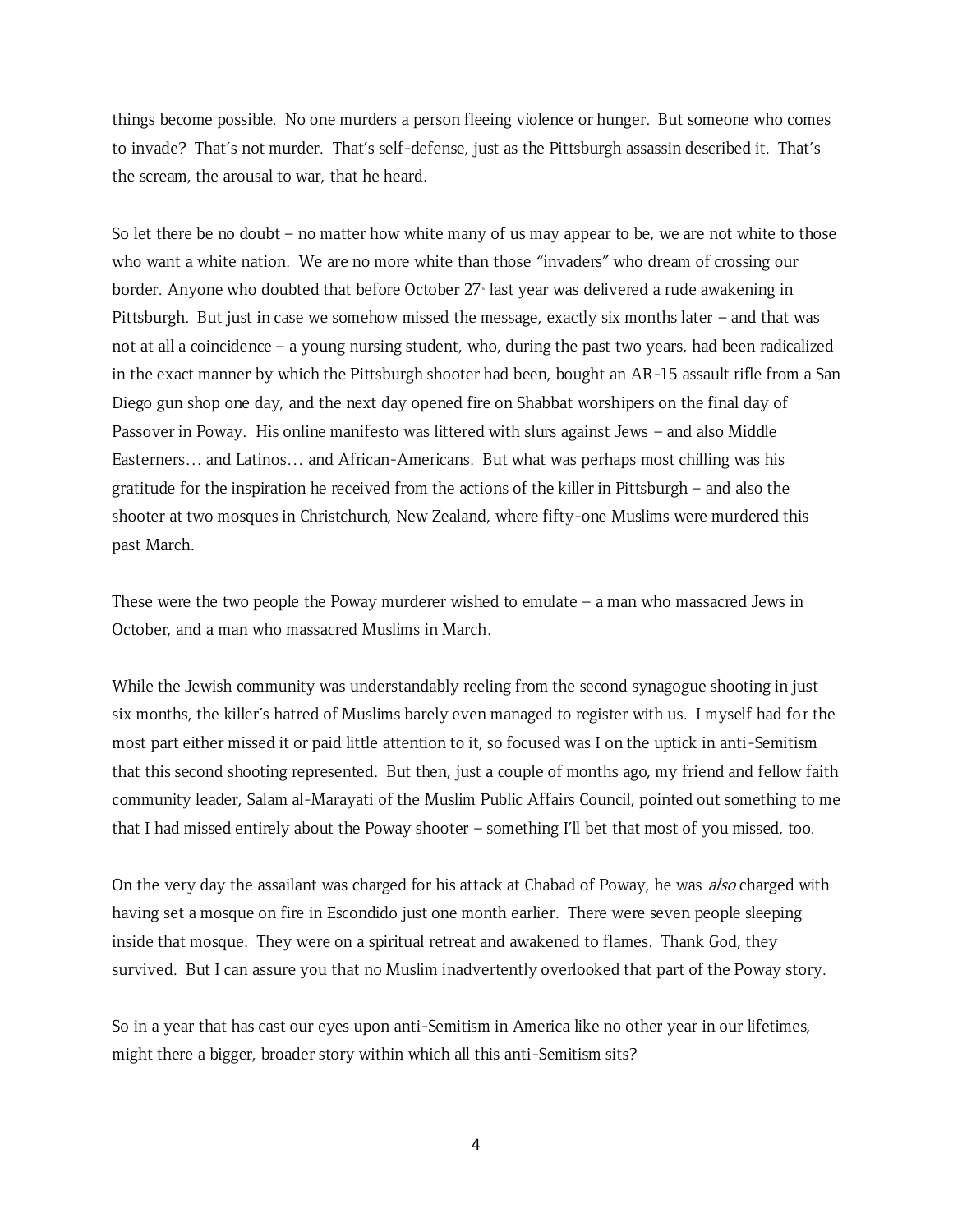things become possible. No one murders a person fleeing violence or hunger. But someone who comes to invade? That's not murder. That's self-defense, just as the Pittsburgh assassin described it. That's the scream, the arousal to war, that he heard.

So let there be no doubt – no matter how white many of us may appear to be, we are not white to those who want a white nation. We are no more white than those "invaders" who dream of crossing our border. Anyone who doubted that before October 27th last year was delivered a rude awakening in Pittsburgh. But just in case we somehow missed the message, exactly six months later – and that was not at all a coincidence – a young nursing student, who, during the past two years, had been radicalized in the exact manner by which the Pittsburgh shooter had been, bought an AR-15 assault rifle from a San Diego gun shop one day, and the next day opened fire on Shabbat worshipers on the final day of Passover in Poway. His online manifesto was littered with slurs against Jews – and also Middle Easterners… and Latinos… and African-Americans. But what was perhaps most chilling was his gratitude for the inspiration he received from the actions of the killer in Pittsburgh – and also the shooter at two mosques in Christchurch, New Zealand, where fifty-one Muslims were murdered this past March.

These were the two people the Poway murderer wished to emulate – a man who massacred Jews in October, and a man who massacred Muslims in March.

While the Jewish community was understandably reeling from the second synagogue shooting in just six months, the killer's hatred of Muslims barely even managed to register with us. I myself had for the most part either missed it or paid little attention to it, so focused was I on the uptick in anti-Semitism that this second shooting represented. But then, just a couple of months ago, my friend and fellow faith community leader, Salam al-Marayati of the Muslim Public Affairs Council, pointed out something to me that I had missed entirely about the Poway shooter – something I'll bet that most of you missed, too.

On the very day the assailant was charged for his attack at Chabad of Poway, he was *also* charged with having set a mosque on fire in Escondido just one month earlier. There were seven people sleeping inside that mosque. They were on a spiritual retreat and awakened to flames. Thank God, they survived. But I can assure you that no Muslim inadvertently overlooked that part of the Poway story.

So in a year that has cast our eyes upon anti-Semitism in America like no other year in our lifetimes, might there a bigger, broader story within which all this anti-Semitism sits?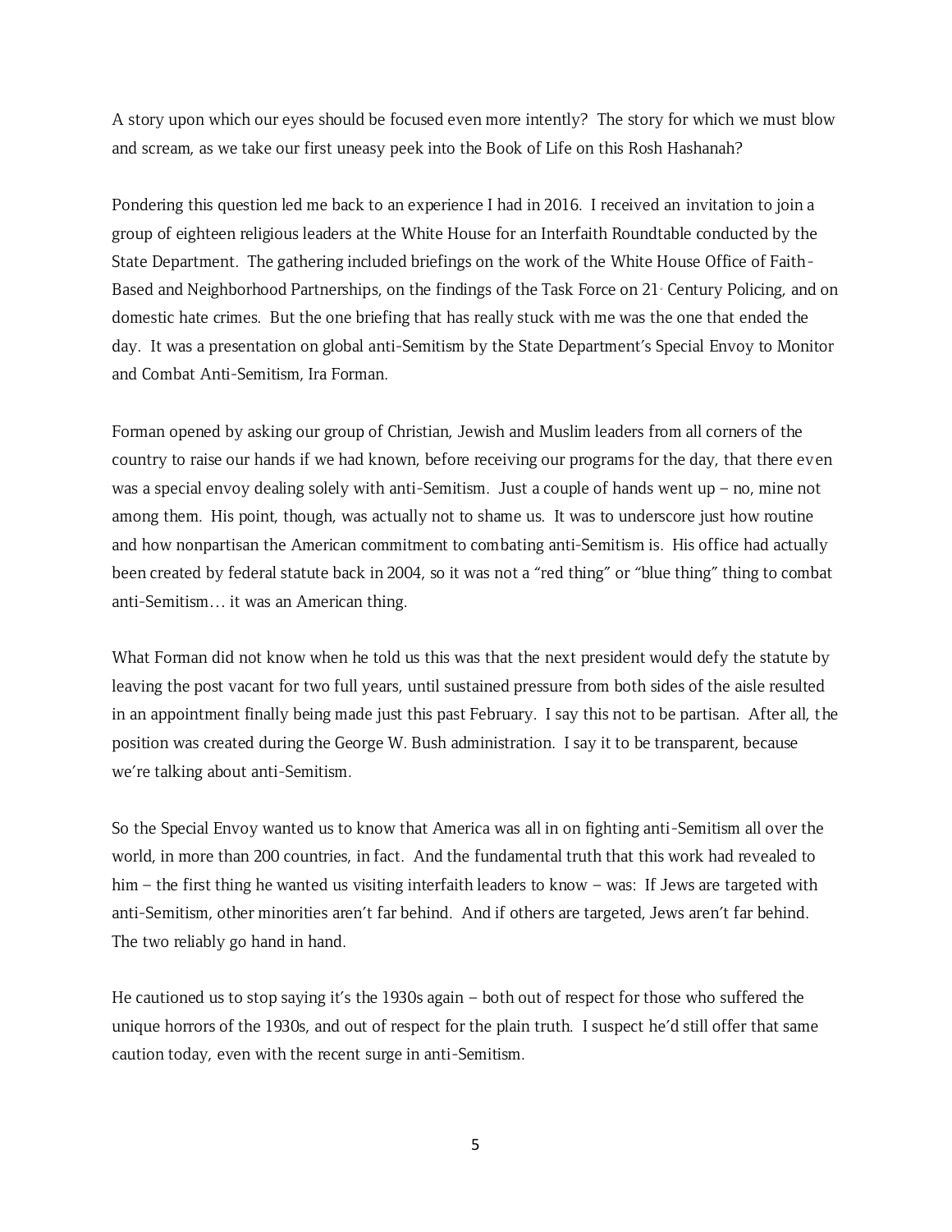A story upon which our eyes should be focused even more intently? The story for which we must blow and scream, as we take our first uneasy peek into the Book of Life on this Rosh Hashanah?

Pondering this question led me back to an experience I had in 2016. I received an invitation to join a group of eighteen religious leaders at the White House for an Interfaith Roundtable conducted by the State Department. The gathering included briefings on the work of the White House Office of Faith-Based and Neighborhood Partnerships, on the findings of the Task Force on 21st Century Policing, and on domestic hate crimes. But the one briefing that has really stuck with me was the one that ended the day. It was a presentation on global anti-Semitism by the State Department's Special Envoy to Monitor and Combat Anti-Semitism, Ira Forman.

Forman opened by asking our group of Christian, Jewish and Muslim leaders from all corners of the country to raise our hands if we had known, before receiving our programs for the day, that there even was a special envoy dealing solely with anti-Semitism. Just a couple of hands went up – no, mine not among them. His point, though, was actually not to shame us. It was to underscore just how routine and how nonpartisan the American commitment to combating anti-Semitism is. His office had actually been created by federal statute back in 2004, so it was not a "red thing" or "blue thing" thing to combat anti-Semitism… it was an American thing.

What Forman did not know when he told us this was that the next president would defy the statute by leaving the post vacant for two full years, until sustained pressure from both sides of the aisle resulted in an appointment finally being made just this past February. I say this not to be partisan. After all, the position was created during the George W. Bush administration. I say it to be transparent, because we're talking about anti-Semitism.

So the Special Envoy wanted us to know that America was all in on fighting anti-Semitism all over the world, in more than 200 countries, in fact. And the fundamental truth that this work had revealed to him – the first thing he wanted us visiting interfaith leaders to know – was: If Jews are targeted with anti-Semitism, other minorities aren't far behind. And if others are targeted, Jews aren't far behind. The two reliably go hand in hand.

He cautioned us to stop saying it's the 1930s again – both out of respect for those who suffered the unique horrors of the 1930s, and out of respect for the plain truth. I suspect he'd still offer that same caution today, even with the recent surge in anti-Semitism.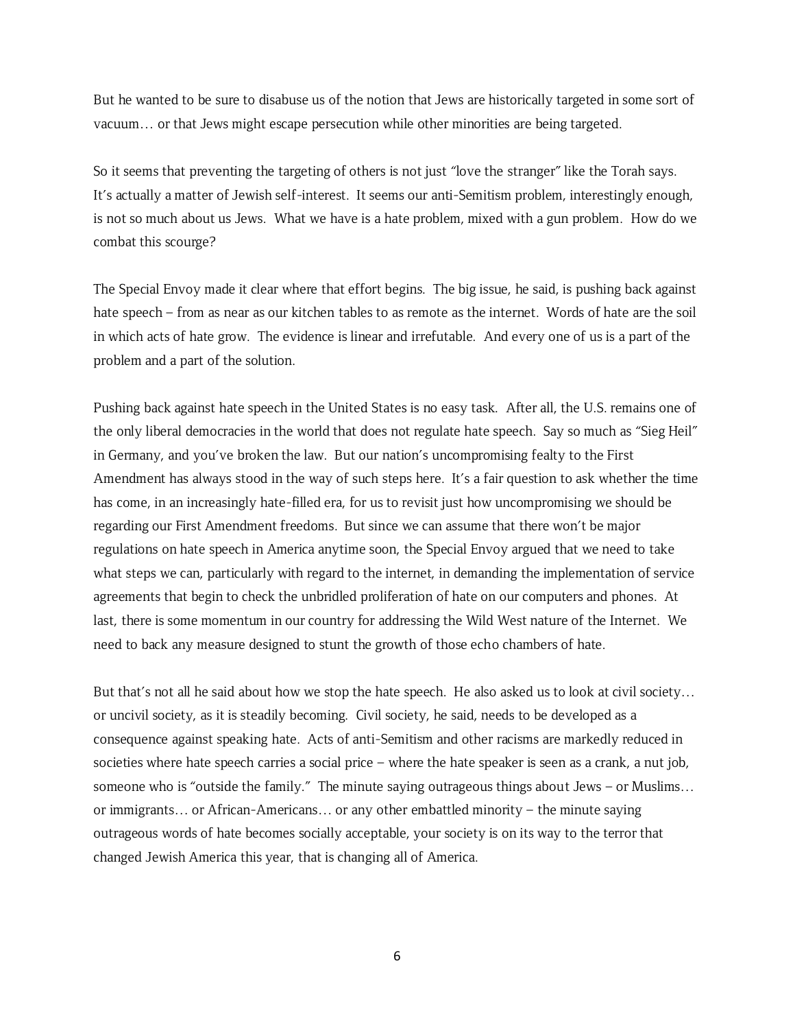But he wanted to be sure to disabuse us of the notion that Jews are historically targeted in some sort of vacuum… or that Jews might escape persecution while other minorities are being targeted.

So it seems that preventing the targeting of others is not just "love the stranger" like the Torah says. It's actually a matter of Jewish self-interest. It seems our anti-Semitism problem, interestingly enough, is not so much about us Jews. What we have is a hate problem, mixed with a gun problem. How do we combat this scourge?

The Special Envoy made it clear where that effort begins. The big issue, he said, is pushing back against hate speech – from as near as our kitchen tables to as remote as the internet. Words of hate are the soil in which acts of hate grow. The evidence is linear and irrefutable. And every one of us is a part of the problem and a part of the solution.

Pushing back against hate speech in the United States is no easy task. After all, the U.S. remains one of the only liberal democracies in the world that does not regulate hate speech. Say so much as "Sieg Heil" in Germany, and you've broken the law. But our nation's uncompromising fealty to the First Amendment has always stood in the way of such steps here. It's a fair question to ask whether the time has come, in an increasingly hate-filled era, for us to revisit just how uncompromising we should be regarding our First Amendment freedoms. But since we can assume that there won't be major regulations on hate speech in America anytime soon, the Special Envoy argued that we need to take what steps we can, particularly with regard to the internet, in demanding the implementation of service agreements that begin to check the unbridled proliferation of hate on our computers and phones. At last, there is some momentum in our country for addressing the Wild West nature of the Internet. We need to back any measure designed to stunt the growth of those echo chambers of hate.

But that's not all he said about how we stop the hate speech. He also asked us to look at civil society… or uncivil society, as it is steadily becoming. Civil society, he said, needs to be developed as a consequence against speaking hate. Acts of anti-Semitism and other racisms are markedly reduced in societies where hate speech carries a social price – where the hate speaker is seen as a crank, a nut job, someone who is "outside the family." The minute saying outrageous things about Jews – or Muslims… or immigrants… or African-Americans… or any other embattled minority – the minute saying outrageous words of hate becomes socially acceptable, your society is on its way to the terror that changed Jewish America this year, that is changing all of America.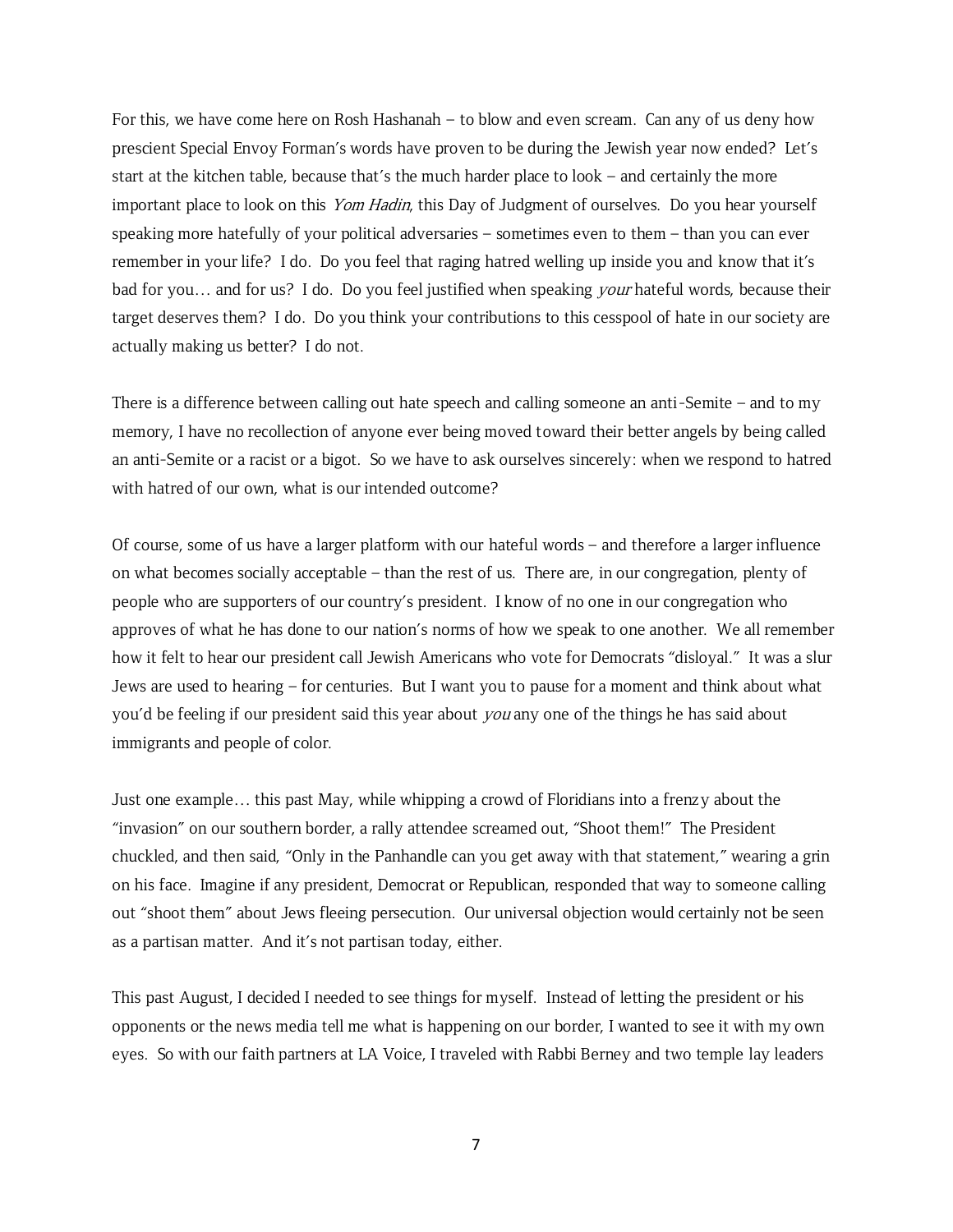For this, we have come here on Rosh Hashanah – to blow and even scream. Can any of us deny how prescient Special Envoy Forman's words have proven to be during the Jewish year now ended? Let's start at the kitchen table, because that's the much harder place to look – and certainly the more important place to look on this *Yom Hadin*, this Day of Judgment of ourselves. Do you hear yourself speaking more hatefully of your political adversaries – sometimes even to them – than you can ever remember in your life? I do. Do you feel that raging hatred welling up inside you and know that it's bad for you… and for us? I do. Do you feel justified when speaking *your* hateful words, because their target deserves them? I do. Do you think your contributions to this cesspool of hate in our society are actually making us better? I do not.

There is a difference between calling out hate speech and calling someone an anti-Semite – and to my memory, I have no recollection of anyone ever being moved toward their better angels by being called an anti-Semite or a racist or a bigot. So we have to ask ourselves sincerely: when we respond to hatred with hatred of our own, what is our intended outcome?

Of course, some of us have a larger platform with our hateful words – and therefore a larger influence on what becomes socially acceptable – than the rest of us. There are, in our congregation, plenty of people who are supporters of our country's president. I know of no one in our congregation who approves of what he has done to our nation's norms of how we speak to one another. We all remember how it felt to hear our president call Jewish Americans who vote for Democrats "disloyal." It was a slur Jews are used to hearing – for centuries. But I want you to pause for a moment and think about what you'd be feeling if our president said this year about *you* any one of the things he has said about immigrants and people of color.

Just one example… this past May, while whipping a crowd of Floridians into a frenzy about the "invasion" on our southern border, a rally attendee screamed out, "Shoot them!" The President chuckled, and then said, "Only in the Panhandle can you get away with that statement," wearing a grin on his face. Imagine if any president, Democrat or Republican, responded that way to someone calling out "shoot them" about Jews fleeing persecution. Our universal objection would certainly not be seen as a partisan matter. And it's not partisan today, either.

This past August, I decided I needed to see things for myself. Instead of letting the president or his opponents or the news media tell me what is happening on our border, I wanted to see it with my own eyes. So with our faith partners at LA Voice, I traveled with Rabbi Berney and two temple lay leaders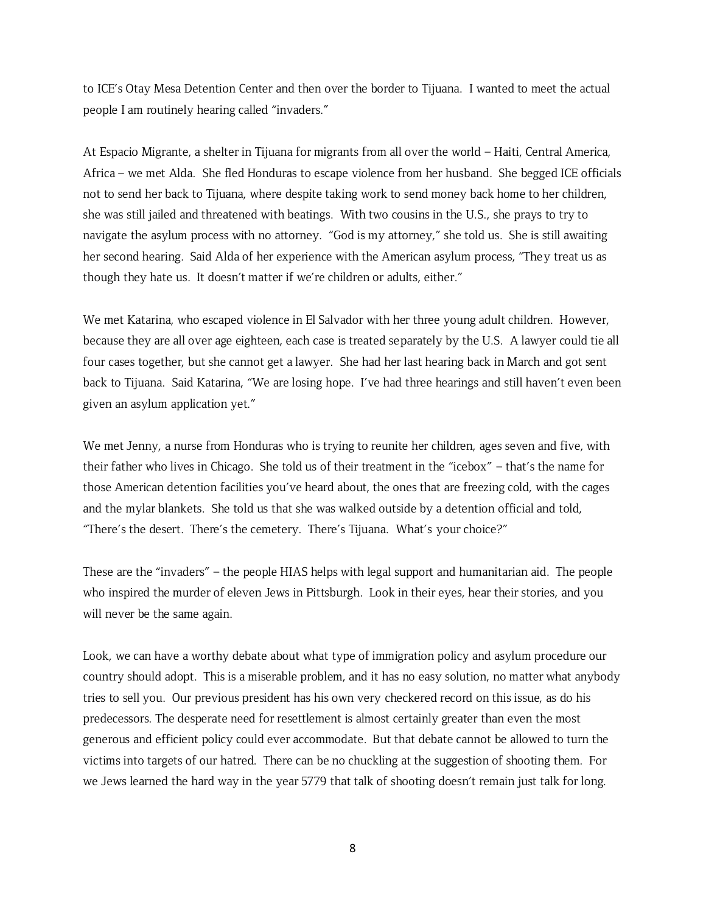to ICE's Otay Mesa Detention Center and then over the border to Tijuana. I wanted to meet the actual people I am routinely hearing called "invaders."

At Espacio Migrante, a shelter in Tijuana for migrants from all over the world – Haiti, Central America, Africa – we met Alda. She fled Honduras to escape violence from her husband. She begged ICE officials not to send her back to Tijuana, where despite taking work to send money back home to her children, she was still jailed and threatened with beatings. With two cousins in the U.S., she prays to try to navigate the asylum process with no attorney. "God is my attorney," she told us. She is still awaiting her second hearing. Said Alda of her experience with the American asylum process, "They treat us as though they hate us. It doesn't matter if we're children or adults, either."

We met Katarina, who escaped violence in El Salvador with her three young adult children. However, because they are all over age eighteen, each case is treated separately by the U.S. A lawyer could tie all four cases together, but she cannot get a lawyer. She had her last hearing back in March and got sent back to Tijuana. Said Katarina, "We are losing hope. I've had three hearings and still haven't even been given an asylum application yet."

We met Jenny, a nurse from Honduras who is trying to reunite her children, ages seven and five, with their father who lives in Chicago. She told us of their treatment in the "icebox" – that's the name for those American detention facilities you've heard about, the ones that are freezing cold, with the cages and the mylar blankets. She told us that she was walked outside by a detention official and told, "There's the desert. There's the cemetery. There's Tijuana. What's your choice?"

These are the "invaders" – the people HIAS helps with legal support and humanitarian aid. The people who inspired the murder of eleven Jews in Pittsburgh. Look in their eyes, hear their stories, and you will never be the same again.

Look, we can have a worthy debate about what type of immigration policy and asylum procedure our country should adopt. This is a miserable problem, and it has no easy solution, no matter what anybody tries to sell you. Our previous president has his own very checkered record on this issue, as do his predecessors. The desperate need for resettlement is almost certainly greater than even the most generous and efficient policy could ever accommodate. But that debate cannot be allowed to turn the victims into targets of our hatred. There can be no chuckling at the suggestion of shooting them. For we Jews learned the hard way in the year 5779 that talk of shooting doesn't remain just talk for long.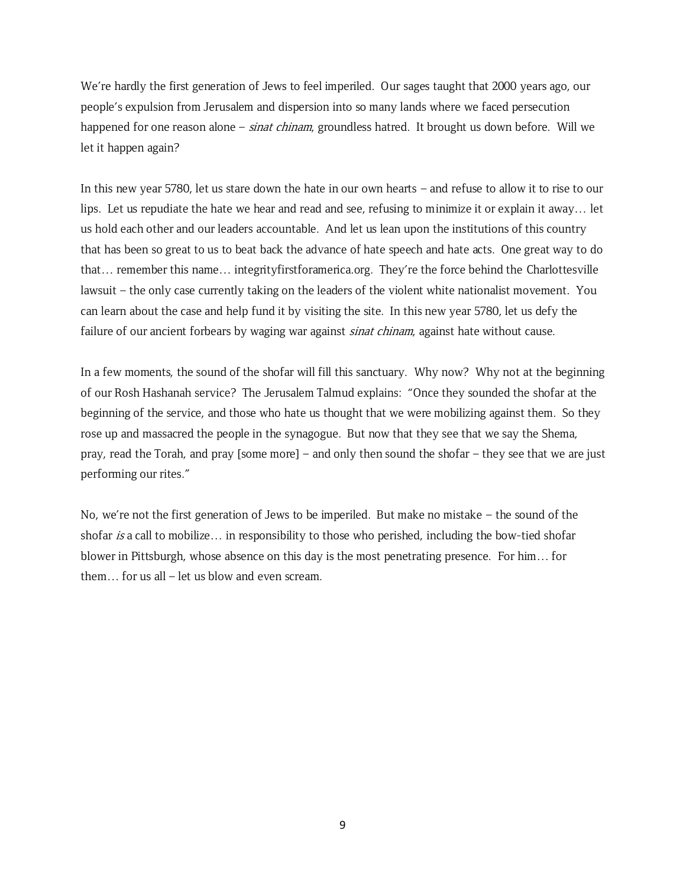We're hardly the first generation of Jews to feel imperiled. Our sages taught that 2000 years ago, our people's expulsion from Jerusalem and dispersion into so many lands where we faced persecution happened for one reason alone – *sinat chinam*, groundless hatred. It brought us down before. Will we let it happen again?

In this new year 5780, let us stare down the hate in our own hearts – and refuse to allow it to rise to our lips. Let us repudiate the hate we hear and read and see, refusing to minimize it or explain it away… let us hold each other and our leaders accountable. And let us lean upon the institutions of this country that has been so great to us to beat back the advance of hate speech and hate acts. One great way to do that… remember this name… integrityfirstforamerica.org. They're the force behind the Charlottesville lawsuit – the only case currently taking on the leaders of the violent white nationalist movement. You can learn about the case and help fund it by visiting the site. In this new year 5780, let us defy the failure of our ancient forbears by waging war against *sinat chinam*, against hate without cause.

In a few moments, the sound of the shofar will fill this sanctuary. Why now? Why not at the beginning of our Rosh Hashanah service? The Jerusalem Talmud explains: "Once they sounded the shofar at the beginning of the service, and those who hate us thought that we were mobilizing against them. So they rose up and massacred the people in the synagogue. But now that they see that we say the Shema, pray, read the Torah, and pray [some more] – and only then sound the shofar – they see that we are just performing our rites."

No, we're not the first generation of Jews to be imperiled. But make no mistake – the sound of the shofar *is* a call to mobilize… in responsibility to those who perished, including the bow-tied shofar blower in Pittsburgh, whose absence on this day is the most penetrating presence. For him… for them… for us all – let us blow and even scream.